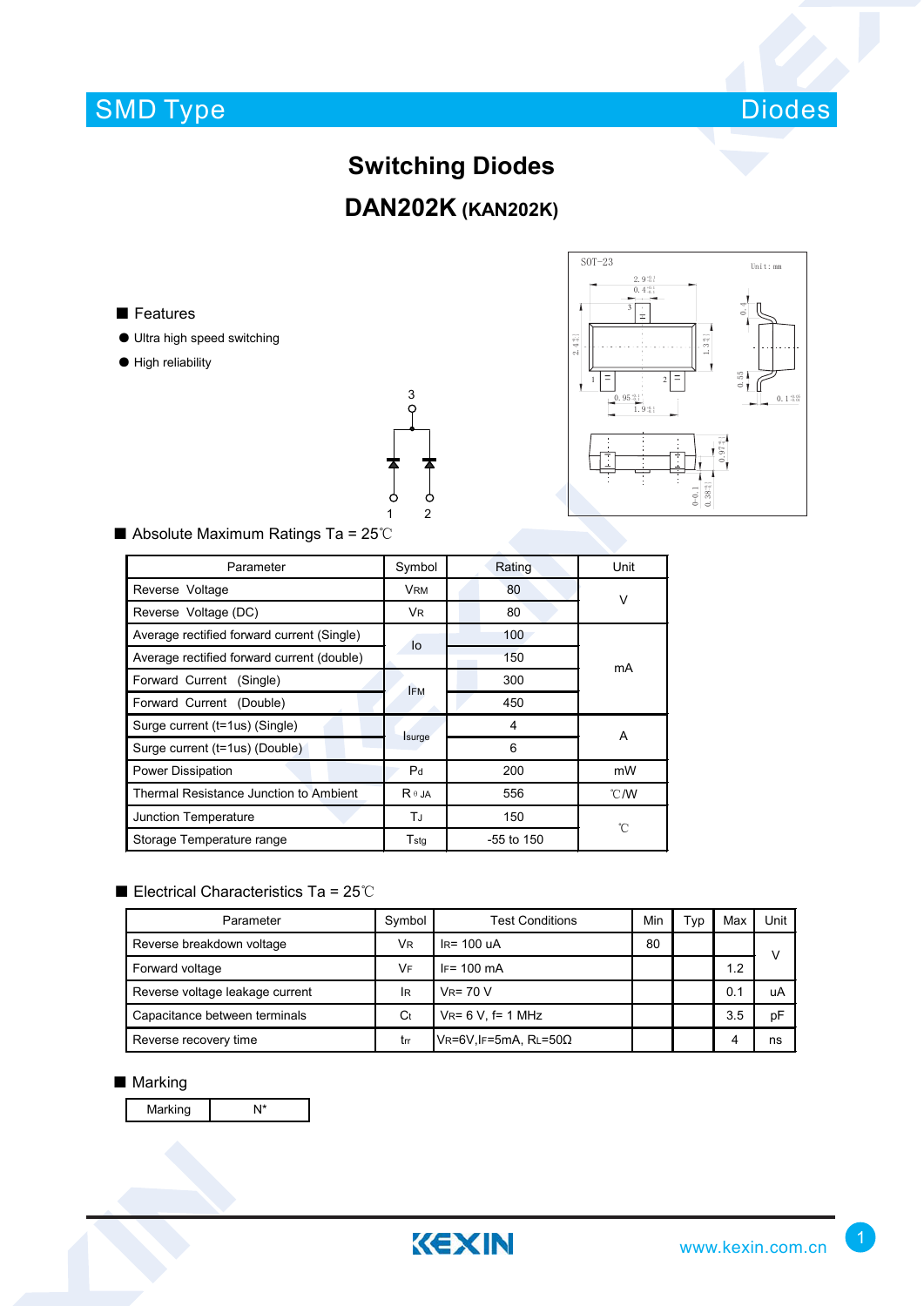# Switching Diodes

## DAN202K (KAN202K)

■ Features

- Ultra high speed switching
- High reliability

■ Absolute Maximum Ratings Ta = 25℃

| Parameter | Symbol | Rating | Unit |
|---|---|---|---|
| Reverse Voltage | $V_{RM}$ | 80 | V |
| Reverse Voltage (DC) | $V_R$ | 80 | |
| Average rectified forward current (Single) | Io | 100 | mA |
| Average rectified forward current (double) | | 150 | |
| Forward Current (Single) | $I_{FM}$ | 300 | |
| Forward Current (Double) | | 450 | |
| Surge current (t=1us) (Single) | $I_{surge}$ | 4 | A |
| Surge current (t=1us) (Double) | | 6 | |
| Power Dissipation | $P_d$ | 200 | mW |
| Thermal Resistance Junction to Ambient | $R_{\theta JA}$ | 556 | ℃/W |
| Junction Temperature | $T_J$ | 150 | ℃ |
| Storage Temperature range | $T_{stg}$ | -55 to 150 | |

■ Electrical Characteristics Ta = 25℃

| Parameter | Symbol | Test Conditions | Min | Typ | Max | Unit |
|---|---|---|---|---|---|---|
| Reverse breakdown voltage | $V_R$ | $I_R$= 100 uA | 80 | | | V |
| Forward voltage | $V_F$ | $I_F$= 100 mA | | | 1.2 | |
| Reverse voltage leakage current | $I_R$ | $V_R$= 70 V | | | 0.1 | uA |
| Capacitance between terminals | $C_t$ | $V_R$= 6 V, f= 1 MHz | | | 3.5 | pF |
| Reverse recovery time | $t_{rr}$ | $V_R$=6V, $I_F$=5mA, $R_L$=50Ω | | | 4 | ns |

■ Marking

| Marking | N* |
|---|---|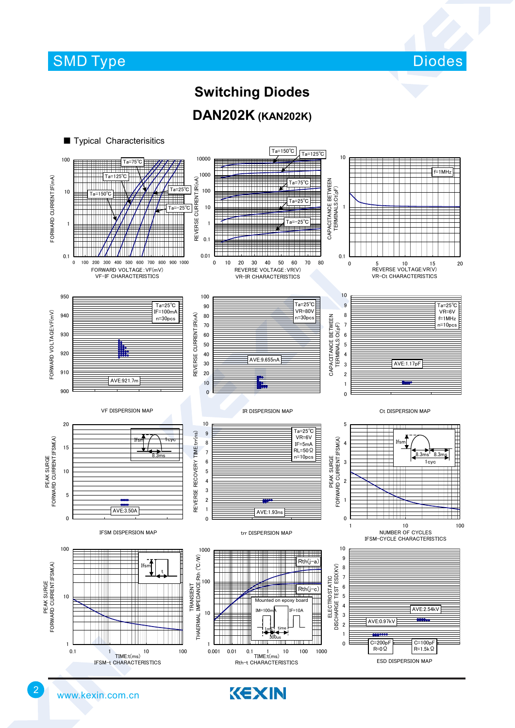# Switching Diodes

## DAN202K (KAN202K)

■ Typical Characterisitics

FORWARD CURRENT:IF(mA)
100
10
1
0.1
0 100 200 300 400 500 600 700 800 900 1000
FORWARD VOLTAGE:VF(mV)
Ta=75℃
Ta=125℃
Ta=150℃
Ta=25℃
Ta=-25℃
VF-IF CHARACTERISTICS

REVERSE CURRENT:IR(nA)
10000
1000
100
10
1
0.1
0.01
0 10 20 30 40 50 60 70 80
REVERSE VOLTAGE:VR(V)
Ta=150℃
Ta=125℃
Ta=75℃
Ta=25℃
Ta=-25℃
VR-IR CHARACTERISTICS

CAPACITANCE BETWEEN TERMINALS:Ct(pF)
10
1
0.1
0 5 10 15 20
REVERSE VOLTAGE:VR(V)
f=1MHz
VR-Ct CHARACTERISTICS

FORWARD VOLTAGE:VF(mV)
950
940
930
920
910
900
Ta=25℃
IF=100mA
n=30pcs
AVE:921.7m
VF DISPERSION MAP

REVERSE CURRENT:IR(nA)
100
90
80
70
60
50
40
30
20
10
0
Ta=25℃
VR=80V
n=30pcs
AVE:9.655nA
IR DISPERSION MAP

CAPACITANCE BETWEEN TERMINALS:Ct(pF)
10
9
8
7
6
5
4
3
2
1
0
Ta=25℃
VR=6V
f=1MHz
n=10pcs
AVE:1.17pF
Ct DISPERSION MAP

PEAK SURGE FORWARD CURRENT:IFSM(A)
20
15
10
5
0
Ifsm
1cyc
8.3ms
AVE:3.50A
IFSM DISPERSION MAP

REVERSE RECOVERY TIME:trr(ns)
10
9
8
7
6
5
4
3
2
1
0
Ta=25℃
VR=6V
IF=5mA
RL=50Ω
n=10pcs
AVE:1.93ns
trr DISPERSION MAP

PEAK SURGE FORWARD CURRENT:IFSM(A)
5
4
3
2
1
0
1 10 100
NUMBER OF CYCLES
Ifsm
8.3ms 8.3ms
1cyc
IFSM-CYCLE CHARACTERISTICS

PEAK SURGE FORWARD CURRENT:IFSM(A)
100
10
1
0.1 1 10 100
TIME:t(ms)
Ifsm
t
IFSM-t CHARACTERISTICS

TRANSIENT THAERMAL IMPEDANCE:Rth (℃/W)
1000
100
10
1
0.001 0.01 0.1 1 10 100 1000
TIME:t(ms)
Rth(j-a)
Rth(j-c)
Mounted on epoxy board
IM=100mA
IF=10A
1ms
time
300us
Rth-t CHARACTERISTICS

ELECTROSTATIC DISCHARGE TEST ESD(KV)
10
9
8
7
6
5
4
3
2
1
0
AVE:2.54kV
AVE:0.97kV
C=200pF R=0Ω
C=100pF R=1.5kΩ
ESD DISPERSION MAP